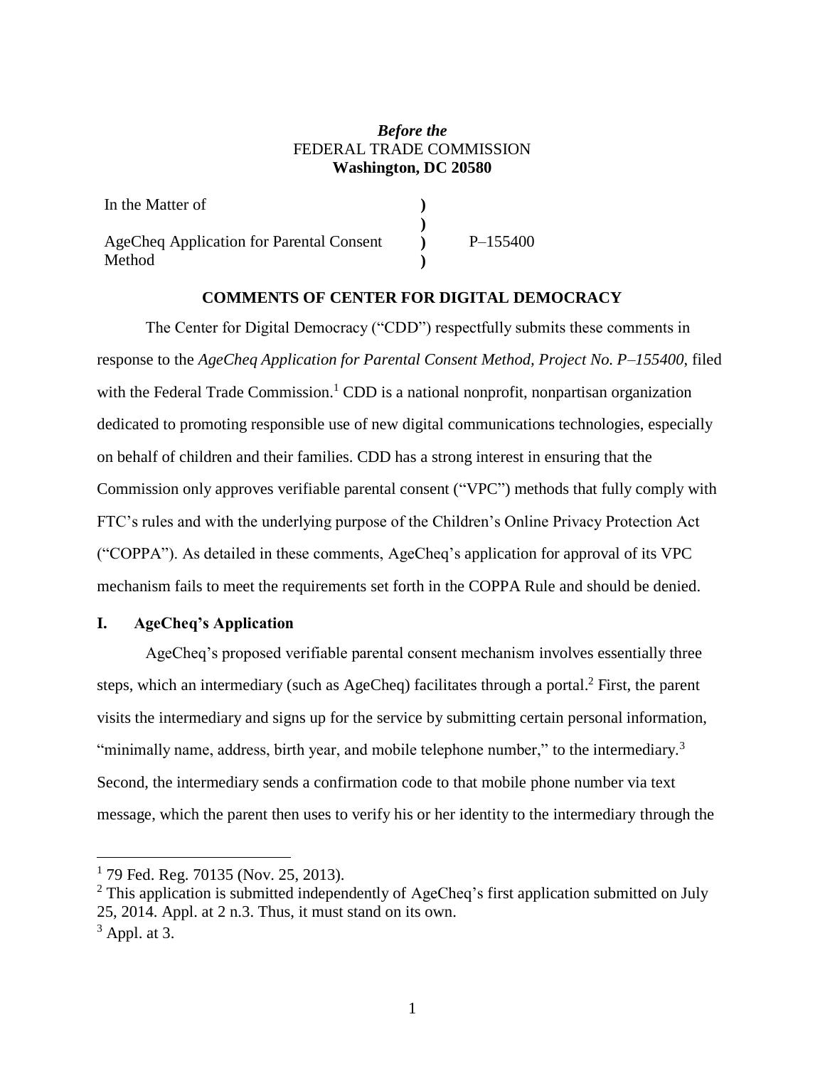*Before the*
FEDERAL TRADE COMMISSION
**Washington, DC 20580**

| | | |
|---|---|---|
| In the Matter of | ) | |
| | ) | |
| AgeCheq Application for Parental Consent Method | ) | P–155400 |
| | ) | |

**COMMENTS OF CENTER FOR DIGITAL DEMOCRACY**

The Center for Digital Democracy ("CDD") respectfully submits these comments in response to the *AgeCheq Application for Parental Consent Method, Project No. P–155400*, filed with the Federal Trade Commission.[1] CDD is a national nonprofit, nonpartisan organization dedicated to promoting responsible use of new digital communications technologies, especially on behalf of children and their families. CDD has a strong interest in ensuring that the Commission only approves verifiable parental consent ("VPC") methods that fully comply with FTC's rules and with the underlying purpose of the Children's Online Privacy Protection Act ("COPPA"). As detailed in these comments, AgeCheq's application for approval of its VPC mechanism fails to meet the requirements set forth in the COPPA Rule and should be denied.

## I. AgeCheq's Application

AgeCheq's proposed verifiable parental consent mechanism involves essentially three steps, which an intermediary (such as AgeCheq) facilitates through a portal.[2] First, the parent visits the intermediary and signs up for the service by submitting certain personal information, "minimally name, address, birth year, and mobile telephone number," to the intermediary.[3] Second, the intermediary sends a confirmation code to that mobile phone number via text message, which the parent then uses to verify his or her identity to the intermediary through the

---

[1] 79 Fed. Reg. 70135 (Nov. 25, 2013).

[2] This application is submitted independently of AgeCheq's first application submitted on July 25, 2014. Appl. at 2 n.3. Thus, it must stand on its own.

[3] Appl. at 3.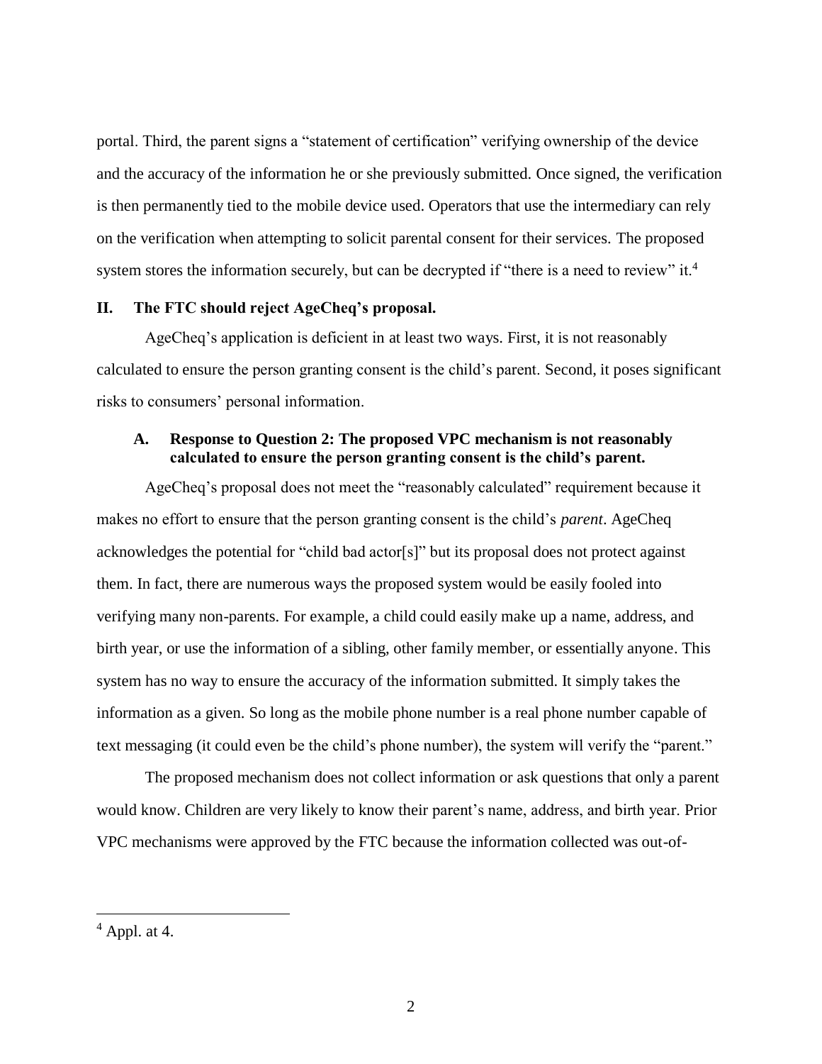portal. Third, the parent signs a "statement of certification" verifying ownership of the device and the accuracy of the information he or she previously submitted. Once signed, the verification is then permanently tied to the mobile device used. Operators that use the intermediary can rely on the verification when attempting to solicit parental consent for their services. The proposed system stores the information securely, but can be decrypted if "there is a need to review" it.[4]

## II. The FTC should reject AgeCheq's proposal.

AgeCheq's application is deficient in at least two ways. First, it is not reasonably calculated to ensure the person granting consent is the child's parent. Second, it poses significant risks to consumers' personal information.

### A. Response to Question 2: The proposed VPC mechanism is not reasonably calculated to ensure the person granting consent is the child's parent.

AgeCheq's proposal does not meet the "reasonably calculated" requirement because it makes no effort to ensure that the person granting consent is the child's *parent*. AgeCheq acknowledges the potential for "child bad actor[s]" but its proposal does not protect against them. In fact, there are numerous ways the proposed system would be easily fooled into verifying many non-parents. For example, a child could easily make up a name, address, and birth year, or use the information of a sibling, other family member, or essentially anyone. This system has no way to ensure the accuracy of the information submitted. It simply takes the information as a given. So long as the mobile phone number is a real phone number capable of text messaging (it could even be the child's phone number), the system will verify the "parent."

The proposed mechanism does not collect information or ask questions that only a parent would know. Children are very likely to know their parent's name, address, and birth year. Prior VPC mechanisms were approved by the FTC because the information collected was out-of-

---

[4] Appl. at 4.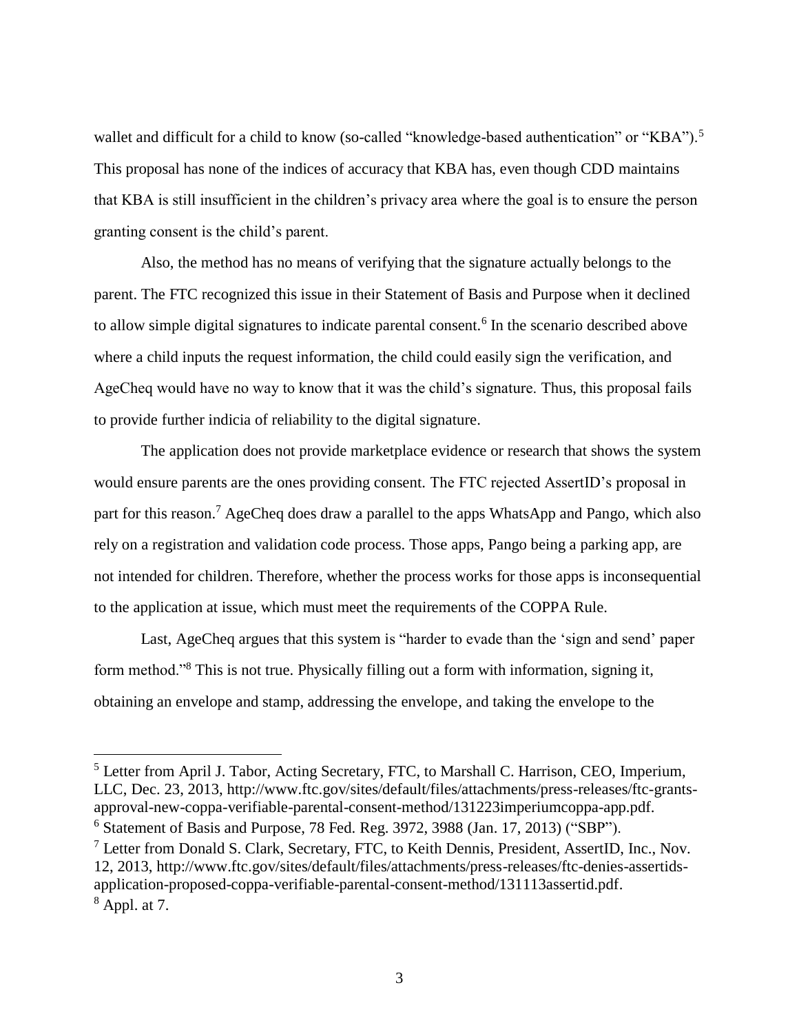wallet and difficult for a child to know (so-called "knowledge-based authentication" or "KBA").[5] This proposal has none of the indices of accuracy that KBA has, even though CDD maintains that KBA is still insufficient in the children's privacy area where the goal is to ensure the person granting consent is the child's parent.

Also, the method has no means of verifying that the signature actually belongs to the parent. The FTC recognized this issue in their Statement of Basis and Purpose when it declined to allow simple digital signatures to indicate parental consent.[6] In the scenario described above where a child inputs the request information, the child could easily sign the verification, and AgeCheq would have no way to know that it was the child's signature. Thus, this proposal fails to provide further indicia of reliability to the digital signature.

The application does not provide marketplace evidence or research that shows the system would ensure parents are the ones providing consent. The FTC rejected AssertID's proposal in part for this reason.[7] AgeCheq does draw a parallel to the apps WhatsApp and Pango, which also rely on a registration and validation code process. Those apps, Pango being a parking app, are not intended for children. Therefore, whether the process works for those apps is inconsequential to the application at issue, which must meet the requirements of the COPPA Rule.

Last, AgeCheq argues that this system is "harder to evade than the 'sign and send' paper form method."[8] This is not true. Physically filling out a form with information, signing it, obtaining an envelope and stamp, addressing the envelope, and taking the envelope to the

---

[5] Letter from April J. Tabor, Acting Secretary, FTC, to Marshall C. Harrison, CEO, Imperium, LLC, Dec. 23, 2013, http://www.ftc.gov/sites/default/files/attachments/press-releases/ftc-grants-approval-new-coppa-verifiable-parental-consent-method/131223imperiumcoppa-app.pdf.

[6] Statement of Basis and Purpose, 78 Fed. Reg. 3972, 3988 (Jan. 17, 2013) ("SBP").

[7] Letter from Donald S. Clark, Secretary, FTC, to Keith Dennis, President, AssertID, Inc., Nov. 12, 2013, http://www.ftc.gov/sites/default/files/attachments/press-releases/ftc-denies-assertids-application-proposed-coppa-verifiable-parental-consent-method/131113assertid.pdf.

[8] Appl. at 7.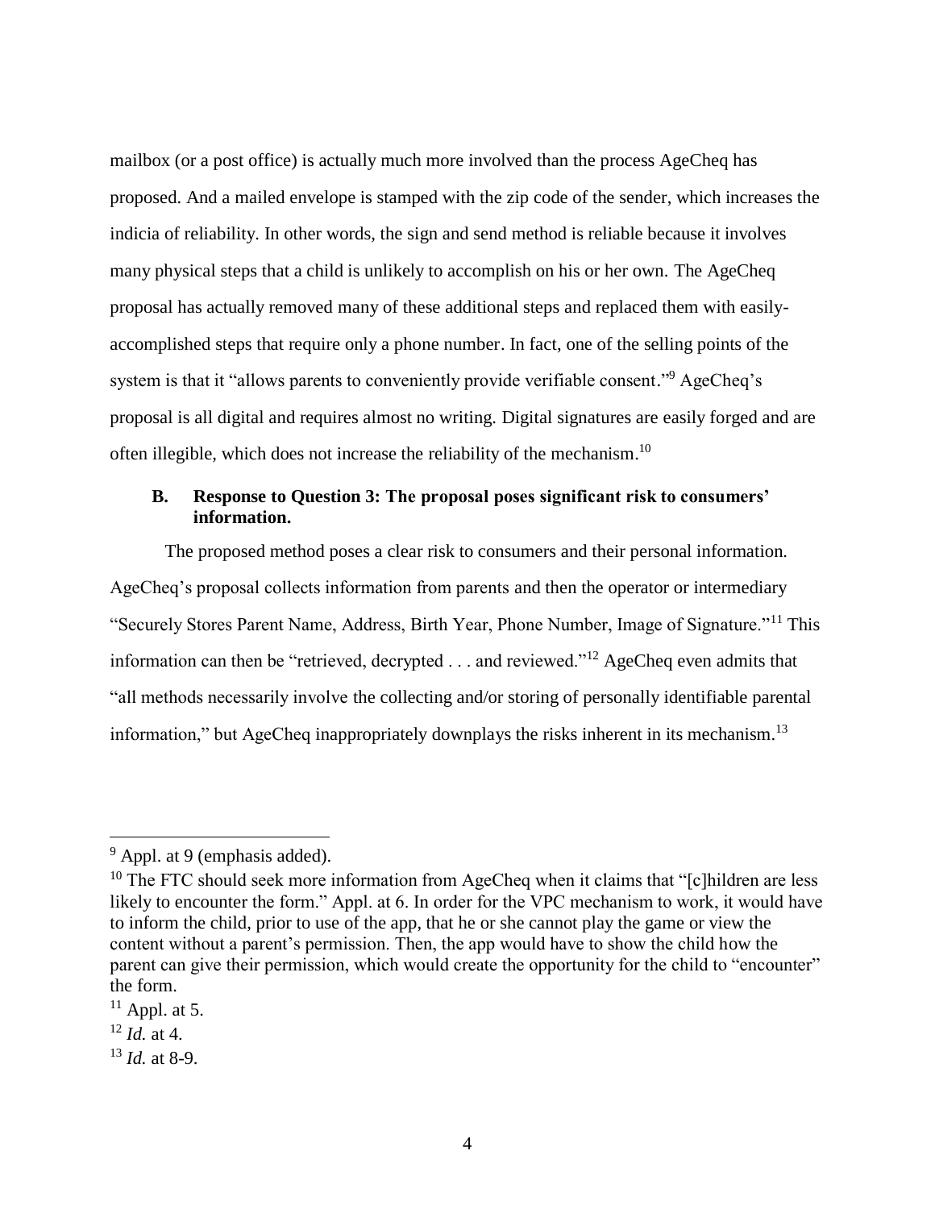mailbox (or a post office) is actually much more involved than the process AgeCheq has proposed. And a mailed envelope is stamped with the zip code of the sender, which increases the indicia of reliability. In other words, the sign and send method is reliable because it involves many physical steps that a child is unlikely to accomplish on his or her own. The AgeCheq proposal has actually removed many of these additional steps and replaced them with easily-accomplished steps that require only a phone number. In fact, one of the selling points of the system is that it "allows parents to conveniently provide verifiable consent."[9] AgeCheq's proposal is all digital and requires almost no writing. Digital signatures are easily forged and are often illegible, which does not increase the reliability of the mechanism.[10]

### B. Response to Question 3: The proposal poses significant risk to consumers' information.

The proposed method poses a clear risk to consumers and their personal information. AgeCheq's proposal collects information from parents and then the operator or intermediary "Securely Stores Parent Name, Address, Birth Year, Phone Number, Image of Signature."[11] This information can then be "retrieved, decrypted . . . and reviewed."[12] AgeCheq even admits that "all methods necessarily involve the collecting and/or storing of personally identifiable parental information," but AgeCheq inappropriately downplays the risks inherent in its mechanism.[13]

---

[9] Appl. at 9 (emphasis added).

[10] The FTC should seek more information from AgeCheq when it claims that "[c]hildren are less likely to encounter the form." Appl. at 6. In order for the VPC mechanism to work, it would have to inform the child, prior to use of the app, that he or she cannot play the game or view the content without a parent's permission. Then, the app would have to show the child how the parent can give their permission, which would create the opportunity for the child to "encounter" the form.

[11] Appl. at 5.

[12] *Id.* at 4.

[13] *Id.* at 8-9.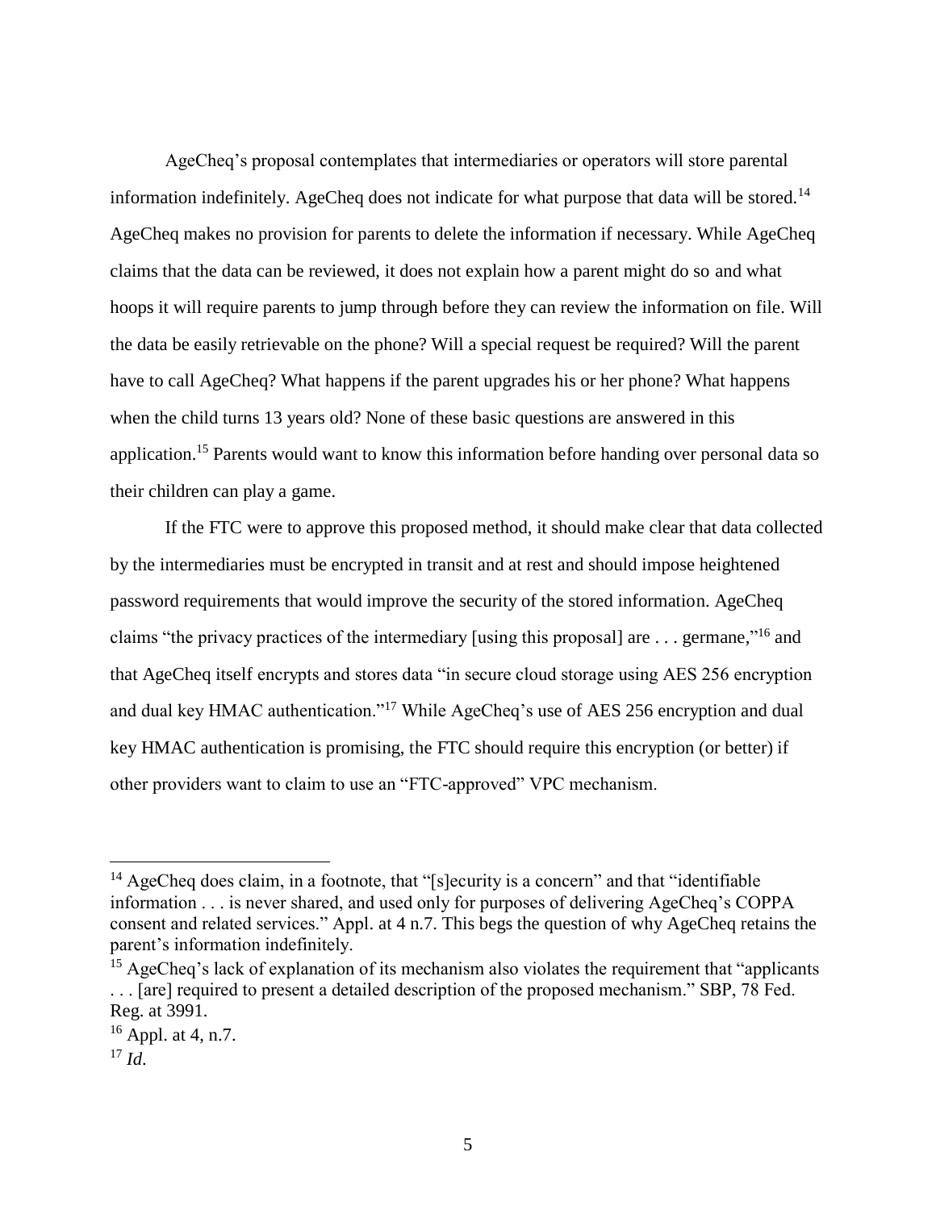AgeCheq's proposal contemplates that intermediaries or operators will store parental information indefinitely. AgeCheq does not indicate for what purpose that data will be stored.[14] AgeCheq makes no provision for parents to delete the information if necessary. While AgeCheq claims that the data can be reviewed, it does not explain how a parent might do so and what hoops it will require parents to jump through before they can review the information on file. Will the data be easily retrievable on the phone? Will a special request be required? Will the parent have to call AgeCheq? What happens if the parent upgrades his or her phone? What happens when the child turns 13 years old? None of these basic questions are answered in this application.[15] Parents would want to know this information before handing over personal data so their children can play a game.

If the FTC were to approve this proposed method, it should make clear that data collected by the intermediaries must be encrypted in transit and at rest and should impose heightened password requirements that would improve the security of the stored information. AgeCheq claims "the privacy practices of the intermediary [using this proposal] are . . . germane,"[16] and that AgeCheq itself encrypts and stores data "in secure cloud storage using AES 256 encryption and dual key HMAC authentication."[17] While AgeCheq's use of AES 256 encryption and dual key HMAC authentication is promising, the FTC should require this encryption (or better) if other providers want to claim to use an "FTC-approved" VPC mechanism.

---

[14] AgeCheq does claim, in a footnote, that "[s]ecurity is a concern" and that "identifiable information . . . is never shared, and used only for purposes of delivering AgeCheq's COPPA consent and related services." Appl. at 4 n.7. This begs the question of why AgeCheq retains the parent's information indefinitely.

[15] AgeCheq's lack of explanation of its mechanism also violates the requirement that "applicants . . . [are] required to present a detailed description of the proposed mechanism." SBP, 78 Fed. Reg. at 3991.

[16] Appl. at 4, n.7.

[17] *Id*.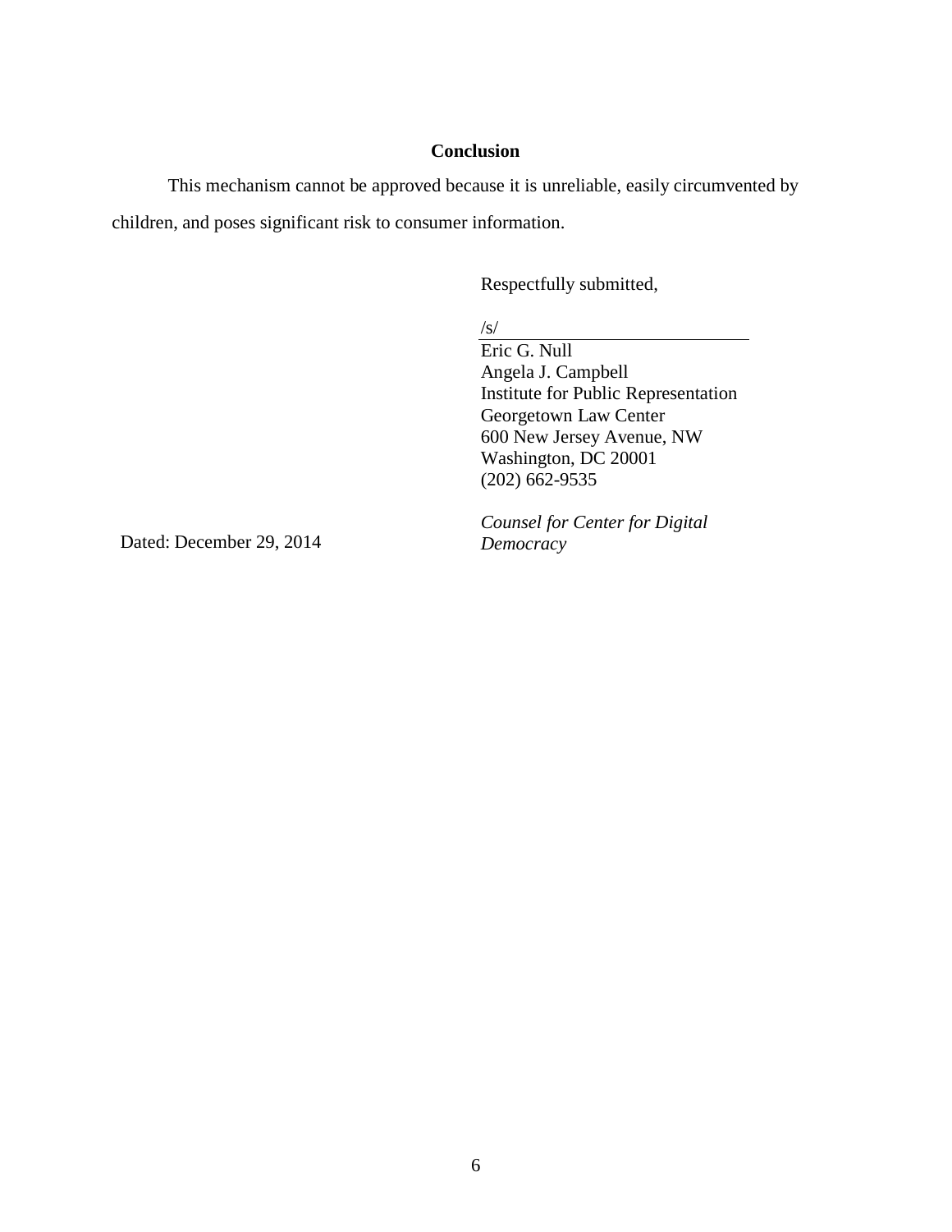## Conclusion

This mechanism cannot be approved because it is unreliable, easily circumvented by children, and poses significant risk to consumer information.

Respectfully submitted,

/s/
Eric G. Null
Angela J. Campbell
Institute for Public Representation
Georgetown Law Center
600 New Jersey Avenue, NW
Washington, DC 20001
(202) 662-9535

*Counsel for Center for Digital Democracy*

Dated: December 29, 2014